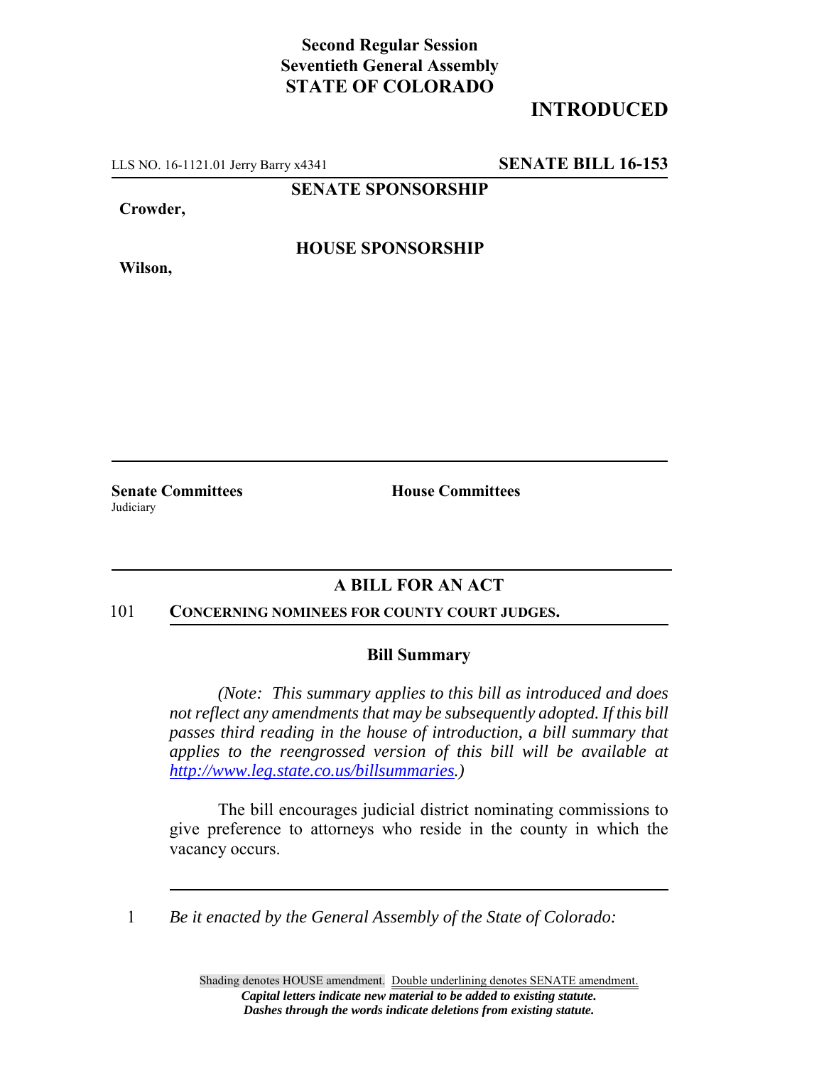**Second Regular Session**
**Seventieth General Assembly**
**STATE OF COLORADO**

**INTRODUCED**

LLS NO. 16-1121.01 Jerry Barry x4341 **SENATE BILL 16-153**

**SENATE SPONSORSHIP**

**Crowder,**

**HOUSE SPONSORSHIP**

**Wilson,**

**Senate Committees**
Judiciary

**House Committees**

## A BILL FOR AN ACT

101 **CONCERNING NOMINEES FOR COUNTY COURT JUDGES.**

### Bill Summary

*(Note: This summary applies to this bill as introduced and does not reflect any amendments that may be subsequently adopted. If this bill passes third reading in the house of introduction, a bill summary that applies to the reengrossed version of this bill will be available at http://www.leg.state.co.us/billsummaries.)*

The bill encourages judicial district nominating commissions to give preference to attorneys who reside in the county in which the vacancy occurs.

1 *Be it enacted by the General Assembly of the State of Colorado:*

Shading denotes HOUSE amendment. Double underlining denotes SENATE amendment.
***Capital letters indicate new material to be added to existing statute.***
***Dashes through the words indicate deletions from existing statute.***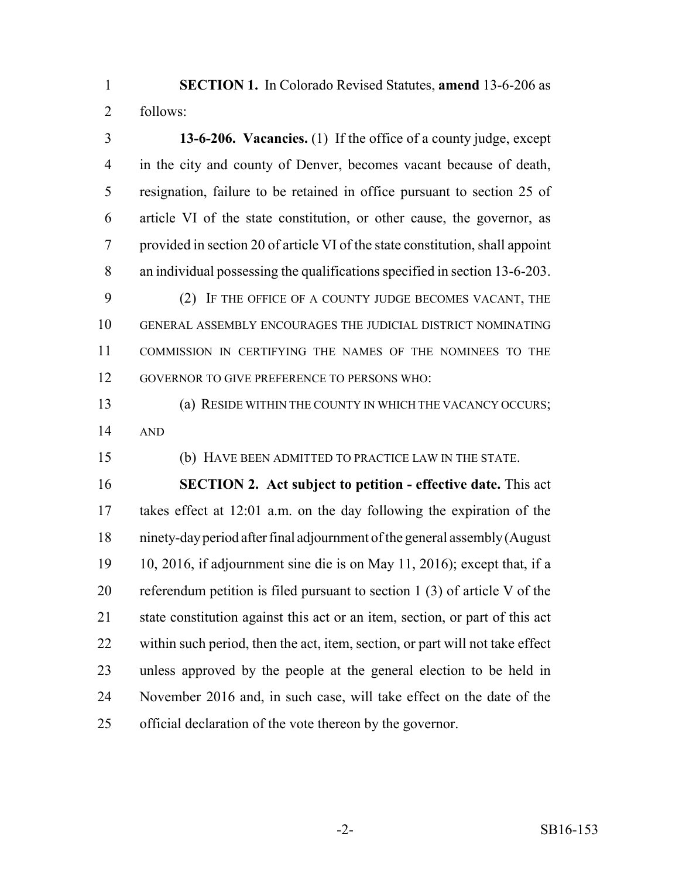**SECTION 1.** In Colorado Revised Statutes, **amend** 13-6-206 as follows:

**13-6-206. Vacancies.** (1) If the office of a county judge, except in the city and county of Denver, becomes vacant because of death, resignation, failure to be retained in office pursuant to section 25 of article VI of the state constitution, or other cause, the governor, as provided in section 20 of article VI of the state constitution, shall appoint an individual possessing the qualifications specified in section 13-6-203.

(2) IF THE OFFICE OF A COUNTY JUDGE BECOMES VACANT, THE GENERAL ASSEMBLY ENCOURAGES THE JUDICIAL DISTRICT NOMINATING COMMISSION IN CERTIFYING THE NAMES OF THE NOMINEES TO THE GOVERNOR TO GIVE PREFERENCE TO PERSONS WHO:

(a) RESIDE WITHIN THE COUNTY IN WHICH THE VACANCY OCCURS; AND

(b) HAVE BEEN ADMITTED TO PRACTICE LAW IN THE STATE.

**SECTION 2. Act subject to petition - effective date.** This act takes effect at 12:01 a.m. on the day following the expiration of the ninety-day period after final adjournment of the general assembly (August 10, 2016, if adjournment sine die is on May 11, 2016); except that, if a referendum petition is filed pursuant to section 1 (3) of article V of the state constitution against this act or an item, section, or part of this act within such period, then the act, item, section, or part will not take effect unless approved by the people at the general election to be held in November 2016 and, in such case, will take effect on the date of the official declaration of the vote thereon by the governor.